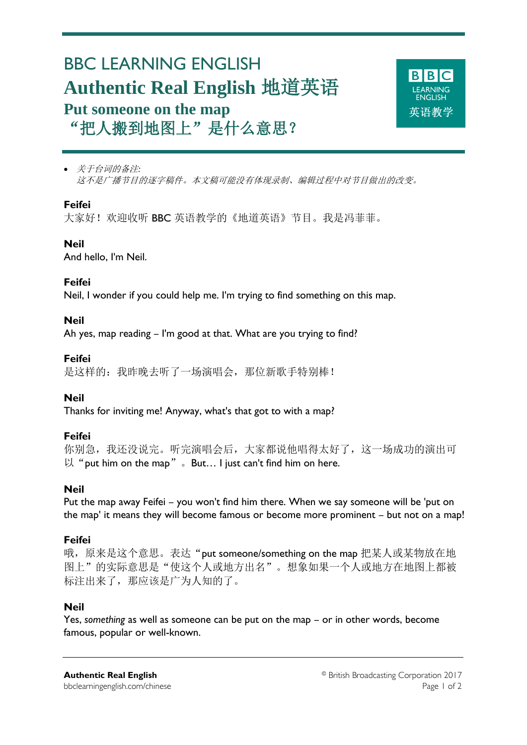# BBC LEARNING ENGLISH

# Authentic Real English 地道英语

## Put someone on the map
## “把人搬到地图上”是什么意思？

- *关于台词的备注:*
  *这不是广播节目的逐字稿件。本文稿可能没有体现录制、编辑过程中对节目做出的改变。*

**Feifei**
大家好！欢迎收听 BBC 英语教学的《地道英语》节目。我是冯菲菲。

**Neil**
And hello, I'm Neil.

**Feifei**
Neil, I wonder if you could help me. I'm trying to find something on this map.

**Neil**
Ah yes, map reading – I'm good at that. What are you trying to find?

**Feifei**
是这样的：我昨晚去听了一场演唱会，那位新歌手特别棒！

**Neil**
Thanks for inviting me! Anyway, what's that got to with a map?

**Feifei**
你别急，我还没说完。听完演唱会后，大家都说他唱得太好了，这一场成功的演出可以“put him on the map”。But… I just can't find him on here.

**Neil**
Put the map away Feifei – you won't find him there. When we say someone will be 'put on the map' it means they will become famous or become more prominent – but not on a map!

**Feifei**
哦，原来是这个意思。表达“put someone/something on the map 把某人或某物放在地图上”的实际意思是“使这个人或地方出名”。想象如果一个人或地方在地图上都被标注出来了，那应该是广为人知的了。

**Neil**
Yes, *something* as well as someone can be put on the map – or in other words, become famous, popular or well-known.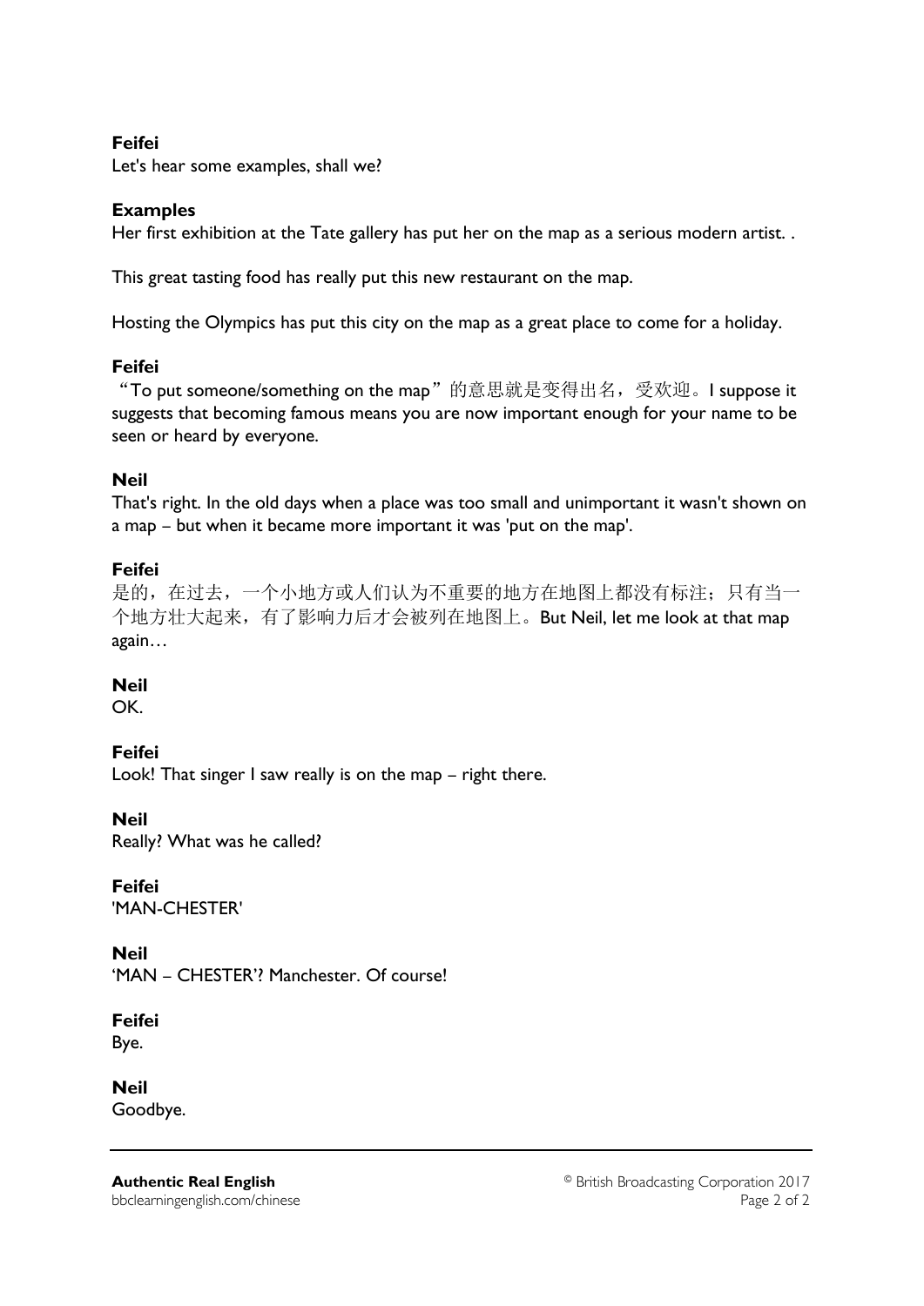**Feifei**
Let's hear some examples, shall we?

**Examples**
Her first exhibition at the Tate gallery has put her on the map as a serious modern artist. .

This great tasting food has really put this new restaurant on the map.

Hosting the Olympics has put this city on the map as a great place to come for a holiday.

**Feifei**
"To put someone/something on the map" 的意思就是变得出名，受欢迎。I suppose it suggests that becoming famous means you are now important enough for your name to be seen or heard by everyone.

**Neil**
That's right. In the old days when a place was too small and unimportant it wasn't shown on a map – but when it became more important it was 'put on the map'.

**Feifei**
是的，在过去，一个小地方或人们认为不重要的地方在地图上都没有标注；只有当一个地方壮大起来，有了影响力后才会被列在地图上。But Neil, let me look at that map again…

**Neil**
OK.

**Feifei**
Look! That singer I saw really is on the map – right there.

**Neil**
Really? What was he called?

**Feifei**
'MAN-CHESTER'

**Neil**
'MAN – CHESTER'? Manchester. Of course!

**Feifei**
Bye.

**Neil**
Goodbye.